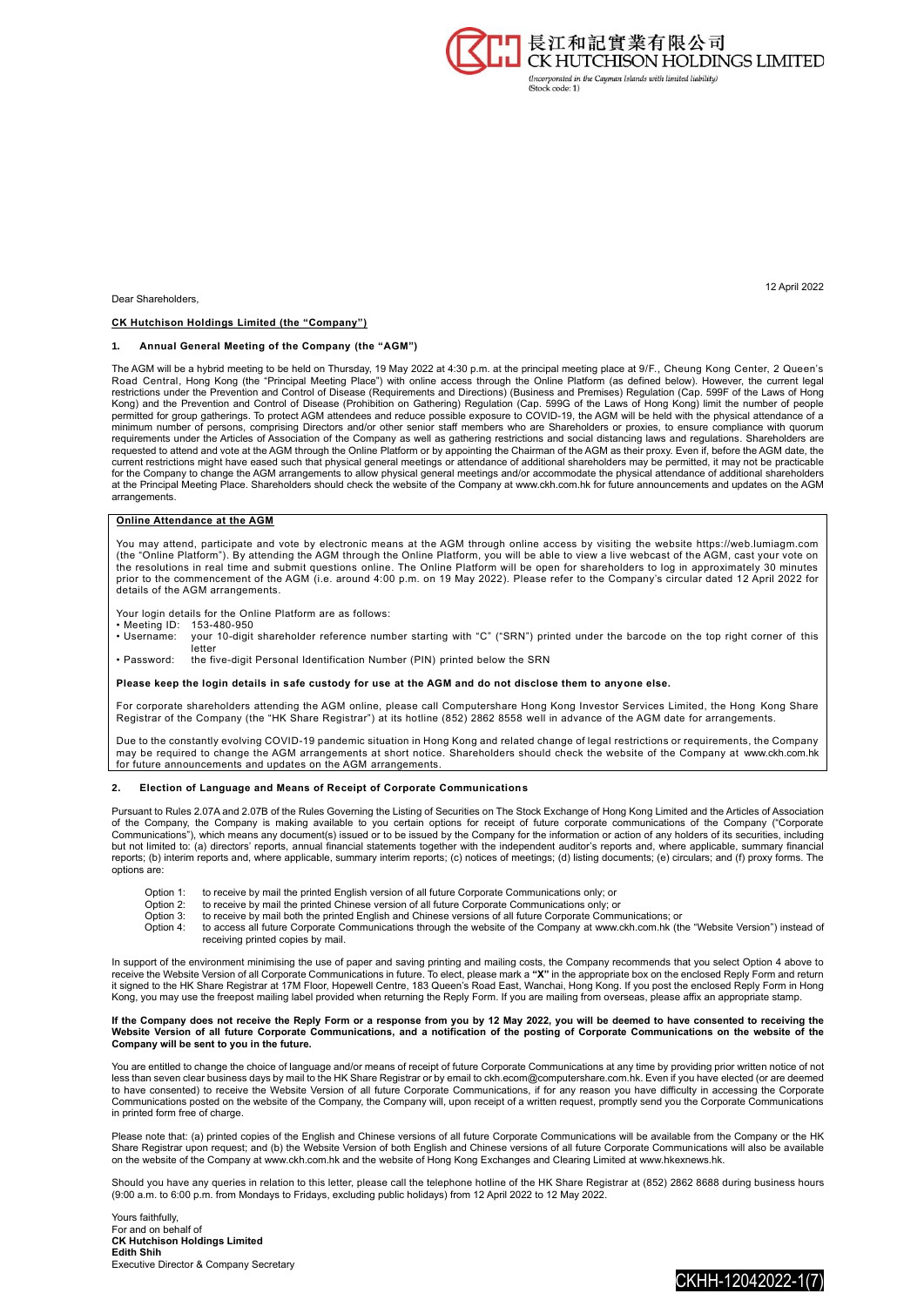長江和記實業有限公司
CK HUTCHISON HOLDINGS LIMITED
*(Incorporated in the Cayman Islands with limited liability)*
(Stock code: 1)

12 April 2022

Dear Shareholders,

**CK Hutchison Holdings Limited (the "Company")**

## 1. Annual General Meeting of the Company (the "AGM")

The AGM will be a hybrid meeting to be held on Thursday, 19 May 2022 at 4:30 p.m. at the principal meeting place at 9/F., Cheung Kong Center, 2 Queen's Road Central, Hong Kong (the "Principal Meeting Place") with online access through the Online Platform (as defined below). However, the current legal restrictions under the Prevention and Control of Disease (Requirements and Directions) (Business and Premises) Regulation (Cap. 599F of the Laws of Hong Kong) and the Prevention and Control of Disease (Prohibition on Gathering) Regulation (Cap. 599G of the Laws of Hong Kong) limit the number of people permitted for group gatherings. To protect AGM attendees and reduce possible exposure to COVID-19, the AGM will be held with the physical attendance of a minimum number of persons, comprising Directors and/or other senior staff members who are Shareholders or proxies, to ensure compliance with quorum requirements under the Articles of Association of the Company as well as gathering restrictions and social distancing laws and regulations. Shareholders are requested to attend and vote at the AGM through the Online Platform or by appointing the Chairman of the AGM as their proxy. Even if, before the AGM date, the current restrictions might have eased such that physical general meetings or attendance of additional shareholders may be permitted, it may not be practicable for the Company to change the AGM arrangements to allow physical general meetings and/or accommodate the physical attendance of additional shareholders at the Principal Meeting Place. Shareholders should check the website of the Company at www.ckh.com.hk for future announcements and updates on the AGM arrangements.

**Online Attendance at the AGM**

You may attend, participate and vote by electronic means at the AGM through online access by visiting the website https://web.lumiagm.com (the "Online Platform"). By attending the AGM through the Online Platform, you will be able to view a live webcast of the AGM, cast your vote on the resolutions in real time and submit questions online. The Online Platform will be open for shareholders to log in approximately 30 minutes prior to the commencement of the AGM (i.e. around 4:00 p.m. on 19 May 2022). Please refer to the Company's circular dated 12 April 2022 for details of the AGM arrangements.

Your login details for the Online Platform are as follows:

- Meeting ID: 153-480-950
- Username: your 10-digit shareholder reference number starting with "C" ("SRN") printed under the barcode on the top right corner of this letter
- Password: the five-digit Personal Identification Number (PIN) printed below the SRN

**Please keep the login details in safe custody for use at the AGM and do not disclose them to anyone else.**

For corporate shareholders attending the AGM online, please call Computershare Hong Kong Investor Services Limited, the Hong Kong Share Registrar of the Company (the "HK Share Registrar") at its hotline (852) 2862 8558 well in advance of the AGM date for arrangements.

Due to the constantly evolving COVID-19 pandemic situation in Hong Kong and related change of legal restrictions or requirements, the Company may be required to change the AGM arrangements at short notice. Shareholders should check the website of the Company at www.ckh.com.hk for future announcements and updates on the AGM arrangements.

## 2. Election of Language and Means of Receipt of Corporate Communications

Pursuant to Rules 2.07A and 2.07B of the Rules Governing the Listing of Securities on The Stock Exchange of Hong Kong Limited and the Articles of Association of the Company, the Company is making available to you certain options for receipt of future corporate communications of the Company ("Corporate Communications"), which means any document(s) issued or to be issued by the Company for the information or action of any holders of its securities, including but not limited to: (a) directors' reports, annual financial statements together with the independent auditor's reports and, where applicable, summary financial reports; (b) interim reports and, where applicable, summary interim reports; (c) notices of meetings; (d) listing documents; (e) circulars; and (f) proxy forms. The options are:

- Option 1: to receive by mail the printed English version of all future Corporate Communications only; or
- Option 2: to receive by mail the printed Chinese version of all future Corporate Communications only; or
- Option 3: to receive by mail both the printed English and Chinese versions of all future Corporate Communications; or
- Option 4: to access all future Corporate Communications through the website of the Company at www.ckh.com.hk (the "Website Version") instead of receiving printed copies by mail.

In support of the environment minimising the use of paper and saving printing and mailing costs, the Company recommends that you select Option 4 above to receive the Website Version of all Corporate Communications in future. To elect, please mark a **"X"** in the appropriate box on the enclosed Reply Form and return it signed to the HK Share Registrar at 17M Floor, Hopewell Centre, 183 Queen's Road East, Wanchai, Hong Kong. If you post the enclosed Reply Form in Hong Kong, you may use the freepost mailing label provided when returning the Reply Form. If you are mailing from overseas, please affix an appropriate stamp.

**If the Company does not receive the Reply Form or a response from you by 12 May 2022, you will be deemed to have consented to receiving the Website Version of all future Corporate Communications, and a notification of the posting of Corporate Communications on the website of the Company will be sent to you in the future.**

You are entitled to change the choice of language and/or means of receipt of future Corporate Communications at any time by providing prior written notice of not less than seven clear business days by mail to the HK Share Registrar or by email to ckh.ecom@computershare.com.hk. Even if you have elected (or are deemed to have consented) to receive the Website Version of all future Corporate Communications, if for any reason you have difficulty in accessing the Corporate Communications posted on the website of the Company, the Company will, upon receipt of a written request, promptly send you the Corporate Communications in printed form free of charge.

Please note that: (a) printed copies of the English and Chinese versions of all future Corporate Communications will be available from the Company or the HK Share Registrar upon request; and (b) the Website Version of both English and Chinese versions of all future Corporate Communications will also be available on the website of the Company at www.ckh.com.hk and the website of Hong Kong Exchanges and Clearing Limited at www.hkexnews.hk.

Should you have any queries in relation to this letter, please call the telephone hotline of the HK Share Registrar at (852) 2862 8688 during business hours (9:00 a.m. to 6:00 p.m. from Mondays to Fridays, excluding public holidays) from 12 April 2022 to 12 May 2022.

Yours faithfully,
For and on behalf of
**CK Hutchison Holdings Limited**
**Edith Shih**
Executive Director & Company Secretary

CKHH-12042022-1(7)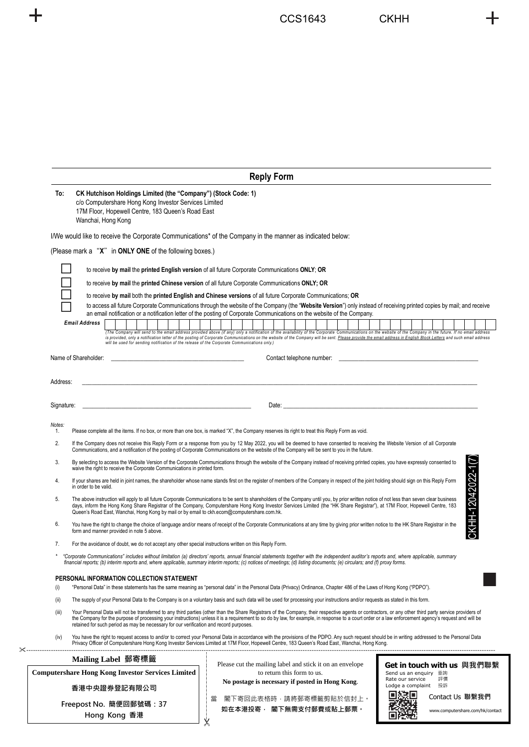## Reply Form

**To:** **CK Hutchison Holdings Limited (the "Company") (Stock Code: 1)**
c/o Computershare Hong Kong Investor Services Limited
17M Floor, Hopewell Centre, 183 Queen's Road East
Wanchai, Hong Kong

I/We would like to receive the Corporate Communications* of the Company in the manner as indicated below:

(Please mark a "**X**" in **ONLY ONE** of the following boxes.)

☐ to receive **by mail** the **printed English version** of all future Corporate Communications **ONLY**; **OR**

☐ to receive **by mail** the **printed Chinese version** of all future Corporate Communications **ONLY; OR**

☐ to receive **by mail** both the **printed English and Chinese versions** of all future Corporate Communications; **OR**

☐ to access all future Corporate Communications through the website of the Company (the "**Website Version**") only instead of receiving printed copies by mail; and receive an email notification or a notification letter of the posting of Corporate Communications on the website of the Company.

***Email Address*** ______________________

*(The Company will send to the email address provided above (if any) only a notification of the availability of the Corporate Communications on the website of the Company in the future. If no email address is provided, only a notification letter of the posting of Corporate Communications on the website of the Company will be sent. Please provide the email address in English Block Letters and such email address will be used for sending notification of the release of the Corporate Communications only.)*

Name of Shareholder: ______________________ Contact telephone number: ______________________

Address: ______________________

Signature: ______________________ Date: ______________________

*Notes:*

1. Please complete all the items. If no box, or more than one box, is marked "X", the Company reserves its right to treat this Reply Form as void.
2. If the Company does not receive this Reply Form or a response from you by 12 May 2022, you will be deemed to have consented to receiving the Website Version of all Corporate Communications, and a notification of the posting of Corporate Communications on the website of the Company will be sent to you in the future.
3. By selecting to access the Website Version of the Corporate Communications through the website of the Company instead of receiving printed copies, you have expressly consented to waive the right to receive the Corporate Communications in printed form.
4. If your shares are held in joint names, the shareholder whose name stands first on the register of members of the Company in respect of the joint holding should sign on this Reply Form in order to be valid.
5. The above instruction will apply to all future Corporate Communications to be sent to shareholders of the Company until you, by prior written notice of not less than seven clear business days, inform the Hong Kong Share Registrar of the Company, Computershare Hong Kong Investor Services Limited (the "HK Share Registrar"), at 17M Floor, Hopewell Centre, 183 Queen's Road East, Wanchai, Hong Kong by mail or by email to ckh.ecom@computershare.com.hk.
6. You have the right to change the choice of language and/or means of receipt of the Corporate Communications at any time by giving prior written notice to the HK Share Registrar in the form and manner provided in note 5 above.
7. For the avoidance of doubt, we do not accept any other special instructions written on this Reply Form.

\* *"Corporate Communications" includes without limitation (a) directors' reports, annual financial statements together with the independent auditor's reports and, where applicable, summary financial reports; (b) interim reports and, where applicable, summary interim reports; (c) notices of meetings; (d) listing documents; (e) circulars; and (f) proxy forms.*

CKHH-12042022-1(7)

**PERSONAL INFORMATION COLLECTION STATEMENT**

(i) "Personal Data" in these statements has the same meaning as "personal data" in the Personal Data (Privacy) Ordinance, Chapter 486 of the Laws of Hong Kong ("PDPO").

(ii) The supply of your Personal Data to the Company is on a voluntary basis and such data will be used for processing your instructions and/or requests as stated in this form.

(iii) Your Personal Data will not be transferred to any third parties (other than the Share Registrars of the Company, their respective agents or contractors, or any other third party service providers of the Company for the purpose of processing your instructions) unless it is a requirement to so do by law, for example, in response to a court order or a law enforcement agency's request and will be retained for such period as may be necessary for our verification and record purposes.

(iv) You have the right to request access to and/or to correct your Personal Data in accordance with the provisions of the PDPO. Any such request should be in writing addressed to the Personal Data Privacy Officer of Computershare Hong Kong Investor Services Limited at 17M Floor, Hopewell Centre, 183 Queen's Road East, Wanchai, Hong Kong.

---

**Mailing Label 郵寄標籤**

**Computershare Hong Kong Investor Services Limited**

**香港中央證券登記有限公司**

**Freepost No. 簡便回郵號碼：37**

**Hong Kong 香港**

Please cut the mailing label and stick it on an envelope to return this form to us.
**No postage is necessary if posted in Hong Kong**.

當 閣下寄回此表格時，請將郵寄標籤剪貼於信封上。
**如在本港投寄， 閣下無需支付郵費或貼上郵票。**

**Get in touch with us 與我們聯繫**
Send us an enquiry 垂詢
Rate our service 評價
Lodge a complaint 投訴
Contact Us 聯繫我們
www.computershare.com/hk/contact